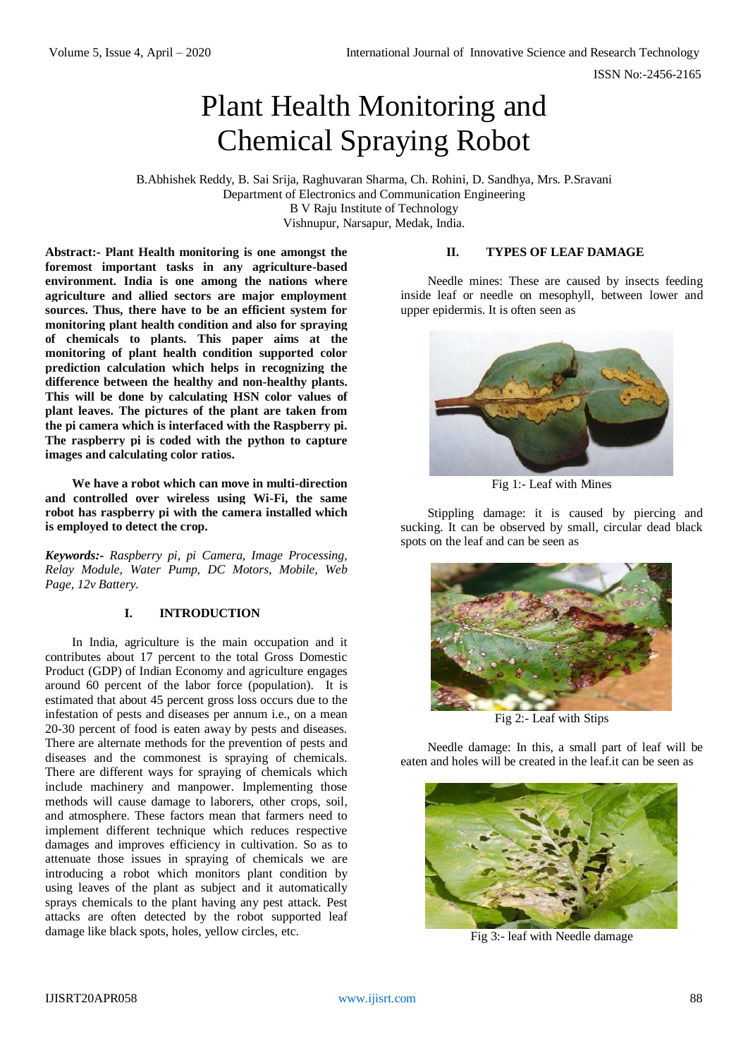# Plant Health Monitoring and Chemical Spraying Robot

B.Abhishek Reddy, B. Sai Srija, Raghuvaran Sharma, Ch. Rohini, D. Sandhya, Mrs. P.Sravani
Department of Electronics and Communication Engineering
B V Raju Institute of Technology
Vishnupur, Narsapur, Medak, India.

**Abstract:- Plant Health monitoring is one amongst the foremost important tasks in any agriculture-based environment. India is one among the nations where agriculture and allied sectors are major employment sources. Thus, there have to be an efficient system for monitoring plant health condition and also for spraying of chemicals to plants. This paper aims at the monitoring of plant health condition supported color prediction calculation which helps in recognizing the difference between the healthy and non-healthy plants. This will be done by calculating HSN color values of plant leaves. The pictures of the plant are taken from the pi camera which is interfaced with the Raspberry pi. The raspberry pi is coded with the python to capture images and calculating color ratios.**

**We have a robot which can move in multi-direction and controlled over wireless using Wi-Fi, the same robot has raspberry pi with the camera installed which is employed to detect the crop.**

***Keywords:-*** *Raspberry pi, pi Camera, Image Processing, Relay Module, Water Pump, DC Motors, Mobile, Web Page, 12v Battery.*

## I. INTRODUCTION

In India, agriculture is the main occupation and it contributes about 17 percent to the total Gross Domestic Product (GDP) of Indian Economy and agriculture engages around 60 percent of the labor force (population). It is estimated that about 45 percent gross loss occurs due to the infestation of pests and diseases per annum i.e., on a mean 20-30 percent of food is eaten away by pests and diseases. There are alternate methods for the prevention of pests and diseases and the commonest is spraying of chemicals. There are different ways for spraying of chemicals which include machinery and manpower. Implementing those methods will cause damage to laborers, other crops, soil, and atmosphere. These factors mean that farmers need to implement different technique which reduces respective damages and improves efficiency in cultivation. So as to attenuate those issues in spraying of chemicals we are introducing a robot which monitors plant condition by using leaves of the plant as subject and it automatically sprays chemicals to the plant having any pest attack. Pest attacks are often detected by the robot supported leaf damage like black spots, holes, yellow circles, etc.

## II. TYPES OF LEAF DAMAGE

Needle mines: These are caused by insects feeding inside leaf or needle on mesophyll, between lower and upper epidermis. It is often seen as

Fig 1:- Leaf with Mines

Stippling damage: it is caused by piercing and sucking. It can be observed by small, circular dead black spots on the leaf and can be seen as

Fig 2:- Leaf with Stips

Needle damage: In this, a small part of leaf will be eaten and holes will be created in the leaf.it can be seen as

Fig 3:- leaf with Needle damage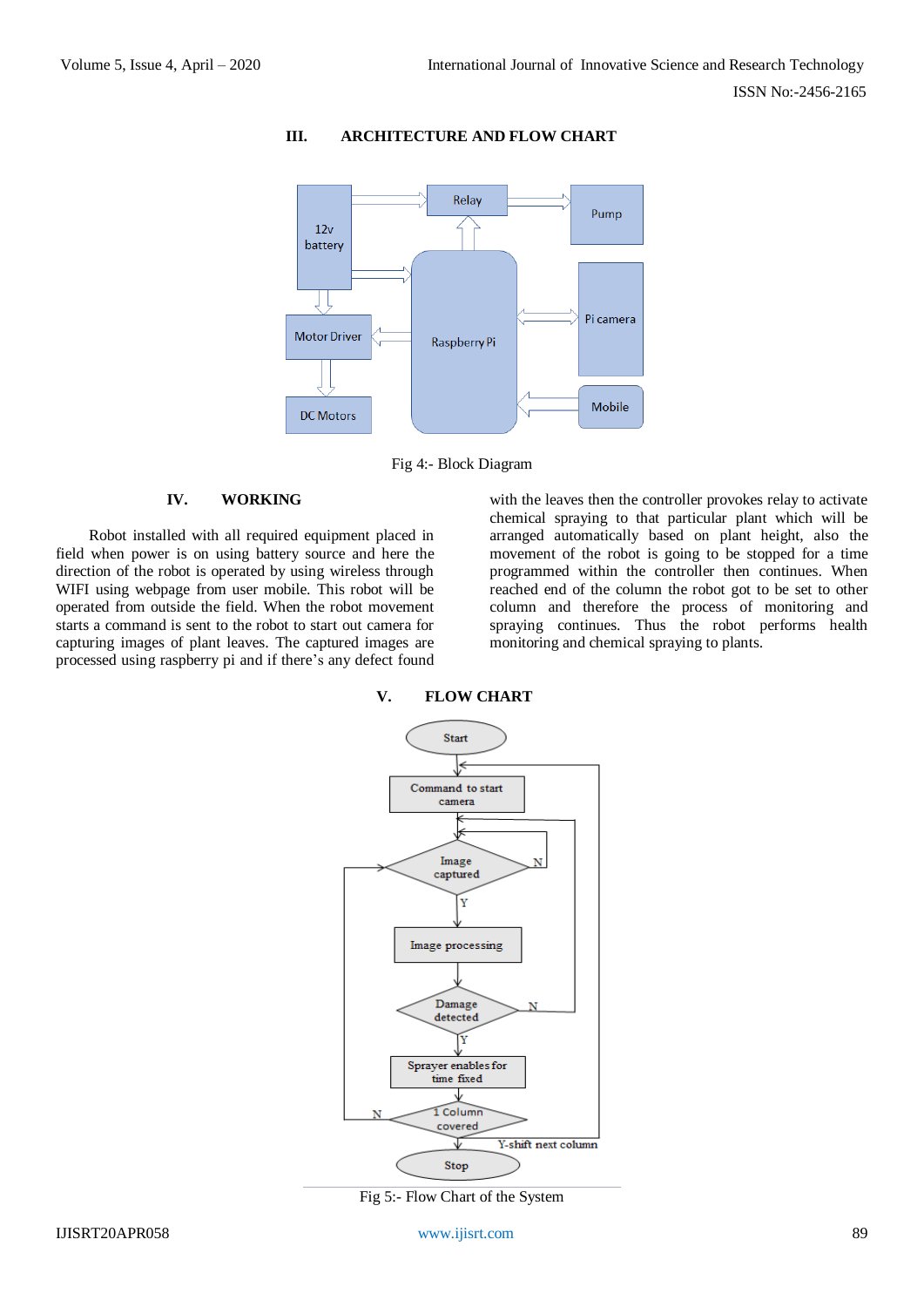## III. ARCHITECTURE AND FLOW CHART

Fig 4:- Block Diagram

## IV. WORKING

Robot installed with all required equipment placed in field when power is on using battery source and here the direction of the robot is operated by using wireless through WIFI using webpage from user mobile. This robot will be operated from outside the field. When the robot movement starts a command is sent to the robot to start out camera for capturing images of plant leaves. The captured images are processed using raspberry pi and if there's any defect found with the leaves then the controller provokes relay to activate chemical spraying to that particular plant which will be arranged automatically based on plant height, also the movement of the robot is going to be stopped for a time programmed within the controller then continues. When reached end of the column the robot got to be set to other column and therefore the process of monitoring and spraying continues. Thus the robot performs health monitoring and chemical spraying to plants.

## V. FLOW CHART

Fig 5:- Flow Chart of the System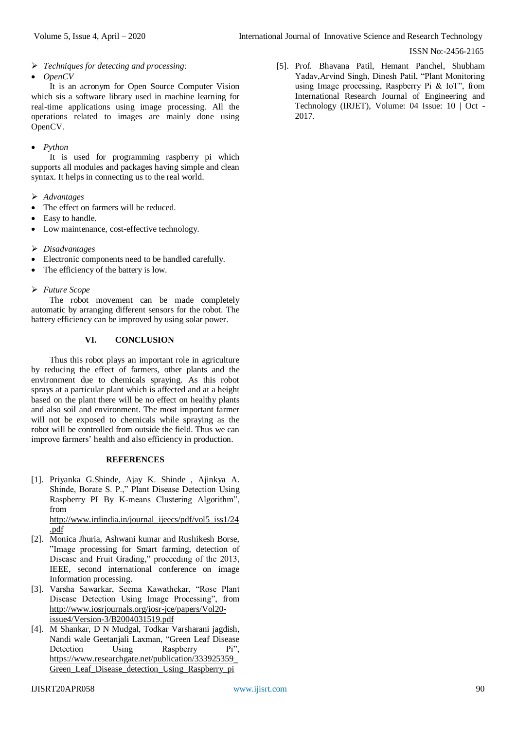- *Techniques for detecting and processing:*
- *OpenCV*

It is an acronym for Open Source Computer Vision which sis a software library used in machine learning for real-time applications using image processing. All the operations related to images are mainly done using OpenCV.

- *Python*

It is used for programming raspberry pi which supports all modules and packages having simple and clean syntax. It helps in connecting us to the real world.

- *Advantages*
- The effect on farmers will be reduced.
- Easy to handle.
- Low maintenance, cost-effective technology.

- *Disadvantages*
- Electronic components need to be handled carefully.
- The efficiency of the battery is low.

- *Future Scope*

The robot movement can be made completely automatic by arranging different sensors for the robot. The battery efficiency can be improved by using solar power.

## VI. CONCLUSION

Thus this robot plays an important role in agriculture by reducing the effect of farmers, other plants and the environment due to chemicals spraying. As this robot sprays at a particular plant which is affected and at a height based on the plant there will be no effect on healthy plants and also soil and environment. The most important farmer will not be exposed to chemicals while spraying as the robot will be controlled from outside the field. Thus we can improve farmers' health and also efficiency in production.

## REFERENCES

[1]. Priyanka G.Shinde, Ajay K. Shinde , Ajinkya A. Shinde, Borate S. P.," Plant Disease Detection Using Raspberry PI By K-means Clustering Algorithm", from http://www.irdindia.in/journal_ijeecs/pdf/vol5_iss1/24.pdf

[2]. Monica Jhuria, Ashwani kumar and Rushikesh Borse, "Image processing for Smart farming, detection of Disease and Fruit Grading," proceeding of the 2013, IEEE, second international conference on image Information processing.

[3]. Varsha Sawarkar, Seema Kawathekar, "Rose Plant Disease Detection Using Image Processing", from http://www.iosrjournals.org/iosr-jce/papers/Vol20-issue4/Version-3/B2004031519.pdf

[4]. M Shankar, D N Mudgal, Todkar Varsharani jagdish, Nandi wale Geetanjali Laxman, "Green Leaf Disease Detection Using Raspberry Pi", https://www.researchgate.net/publication/333925359_Green_Leaf_Disease_detection_Using_Raspberry_pi

[5]. Prof. Bhavana Patil, Hemant Panchel, Shubham Yadav,Arvind Singh, Dinesh Patil, "Plant Monitoring using Image processing, Raspberry Pi & IoT", from International Research Journal of Engineering and Technology (IRJET), Volume: 04 Issue: 10 | Oct - 2017.